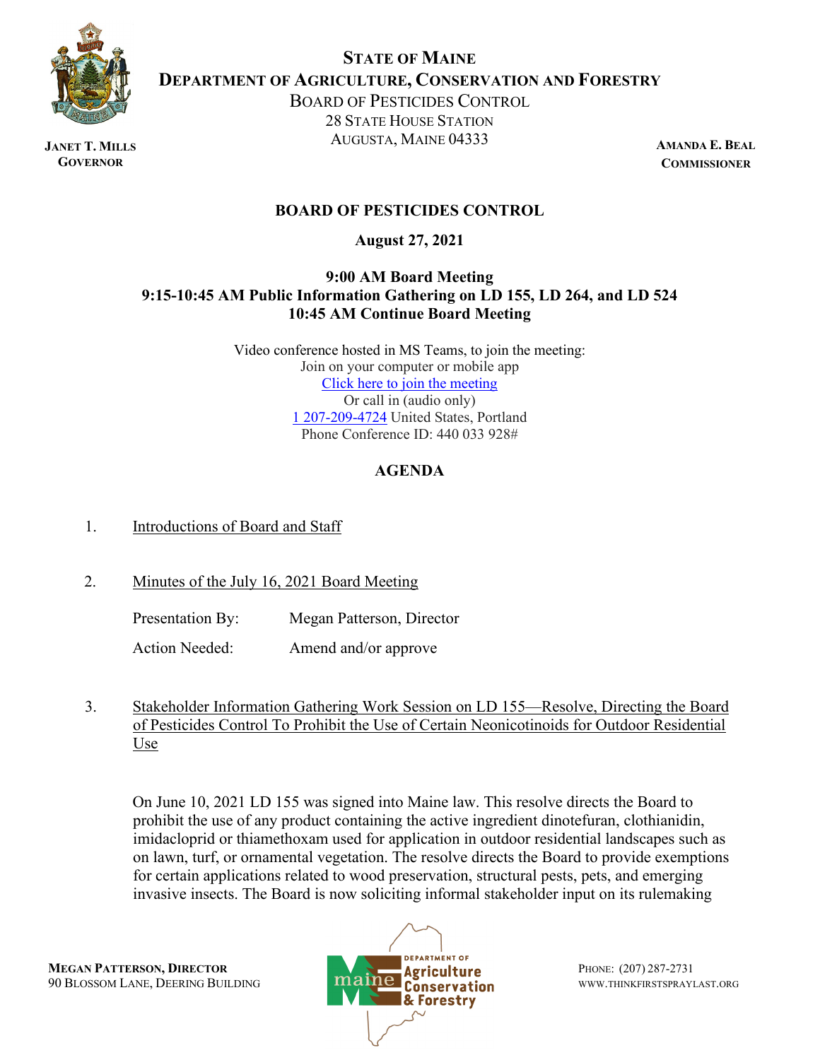**STATE OF MAINE**
**DEPARTMENT OF AGRICULTURE, CONSERVATION AND FORESTRY**
BOARD OF PESTICIDES CONTROL
28 STATE HOUSE STATION
AUGUSTA, MAINE 04333

**JANET T. MILLS**
**GOVERNOR**

**AMANDA E. BEAL**
**COMMISSIONER**

# BOARD OF PESTICIDES CONTROL

**August 27, 2021**

**9:00 AM Board Meeting**
**9:15-10:45 AM Public Information Gathering on LD 155, LD 264, and LD 524**
**10:45 AM Continue Board Meeting**

Video conference hosted in MS Teams, to join the meeting:
Join on your computer or mobile app
Click here to join the meeting
Or call in (audio only)
1 207-209-4724 United States, Portland
Phone Conference ID: 440 033 928#

## AGENDA

1. Introductions of Board and Staff

2. Minutes of the July 16, 2021 Board Meeting

   Presentation By: Megan Patterson, Director

   Action Needed: Amend and/or approve

3. Stakeholder Information Gathering Work Session on LD 155—Resolve, Directing the Board of Pesticides Control To Prohibit the Use of Certain Neonicotinoids for Outdoor Residential Use

   On June 10, 2021 LD 155 was signed into Maine law. This resolve directs the Board to prohibit the use of any product containing the active ingredient dinotefuran, clothianidin, imidacloprid or thiamethoxam used for application in outdoor residential landscapes such as on lawn, turf, or ornamental vegetation. The resolve directs the Board to provide exemptions for certain applications related to wood preservation, structural pests, pets, and emerging invasive insects. The Board is now soliciting informal stakeholder input on its rulemaking

**MEGAN PATTERSON, DIRECTOR**
90 BLOSSOM LANE, DEERING BUILDING

PHONE: (207) 287-2731
WWW.THINKFIRSTSPRAYLAST.ORG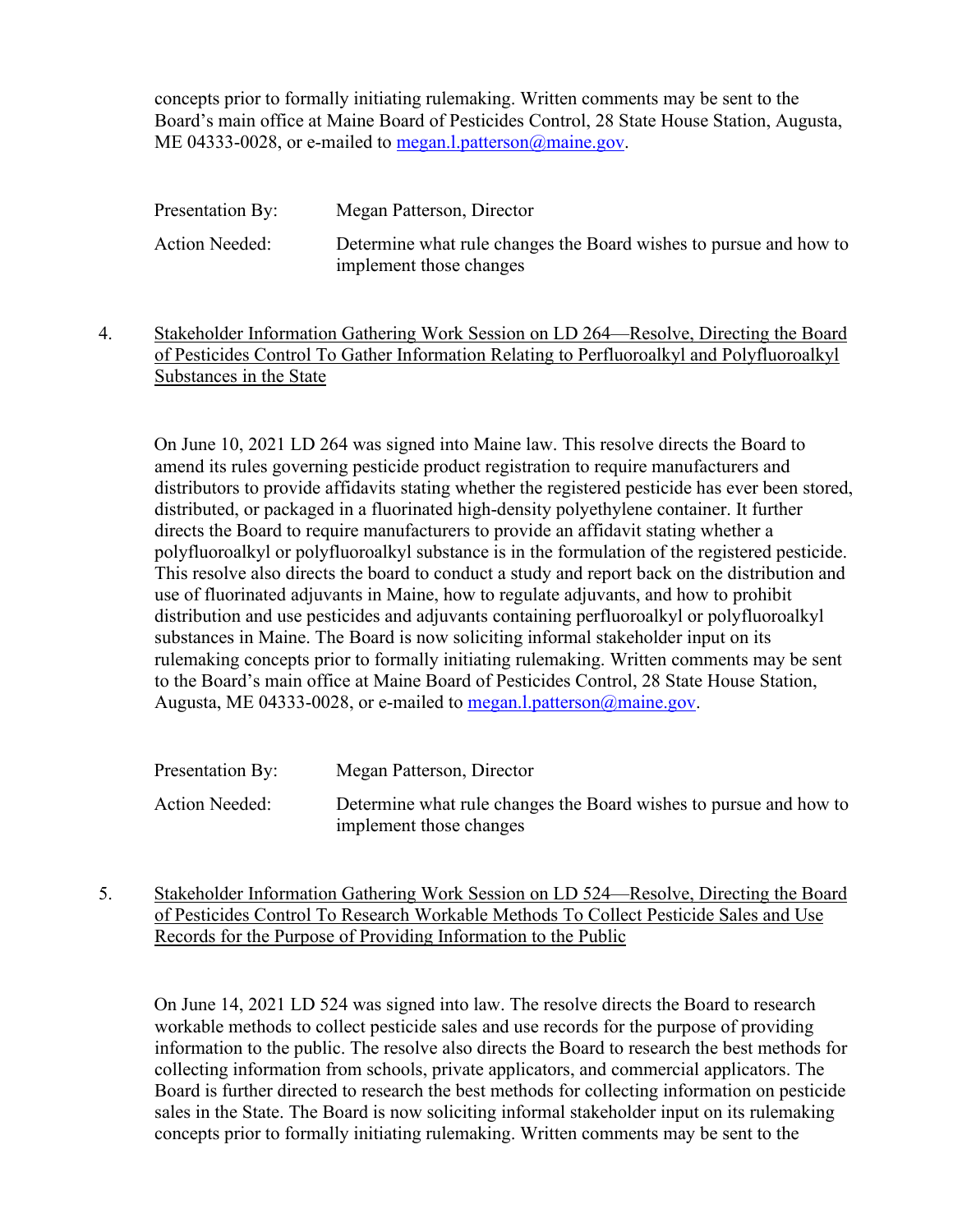concepts prior to formally initiating rulemaking. Written comments may be sent to the Board's main office at Maine Board of Pesticides Control, 28 State House Station, Augusta, ME 04333-0028, or e-mailed to megan.l.patterson@maine.gov.

| | |
|---|---|
| Presentation By: | Megan Patterson, Director |
| Action Needed: | Determine what rule changes the Board wishes to pursue and how to implement those changes |

4. Stakeholder Information Gathering Work Session on LD 264—Resolve, Directing the Board of Pesticides Control To Gather Information Relating to Perfluoroalkyl and Polyfluoroalkyl Substances in the State

On June 10, 2021 LD 264 was signed into Maine law. This resolve directs the Board to amend its rules governing pesticide product registration to require manufacturers and distributors to provide affidavits stating whether the registered pesticide has ever been stored, distributed, or packaged in a fluorinated high-density polyethylene container. It further directs the Board to require manufacturers to provide an affidavit stating whether a polyfluoroalkyl or polyfluoroalkyl substance is in the formulation of the registered pesticide. This resolve also directs the board to conduct a study and report back on the distribution and use of fluorinated adjuvants in Maine, how to regulate adjuvants, and how to prohibit distribution and use pesticides and adjuvants containing perfluoroalkyl or polyfluoroalkyl substances in Maine. The Board is now soliciting informal stakeholder input on its rulemaking concepts prior to formally initiating rulemaking. Written comments may be sent to the Board's main office at Maine Board of Pesticides Control, 28 State House Station, Augusta, ME 04333-0028, or e-mailed to megan.l.patterson@maine.gov.

| | |
|---|---|
| Presentation By: | Megan Patterson, Director |
| Action Needed: | Determine what rule changes the Board wishes to pursue and how to implement those changes |

5. Stakeholder Information Gathering Work Session on LD 524—Resolve, Directing the Board of Pesticides Control To Research Workable Methods To Collect Pesticide Sales and Use Records for the Purpose of Providing Information to the Public

On June 14, 2021 LD 524 was signed into law. The resolve directs the Board to research workable methods to collect pesticide sales and use records for the purpose of providing information to the public. The resolve also directs the Board to research the best methods for collecting information from schools, private applicators, and commercial applicators. The Board is further directed to research the best methods for collecting information on pesticide sales in the State. The Board is now soliciting informal stakeholder input on its rulemaking concepts prior to formally initiating rulemaking. Written comments may be sent to the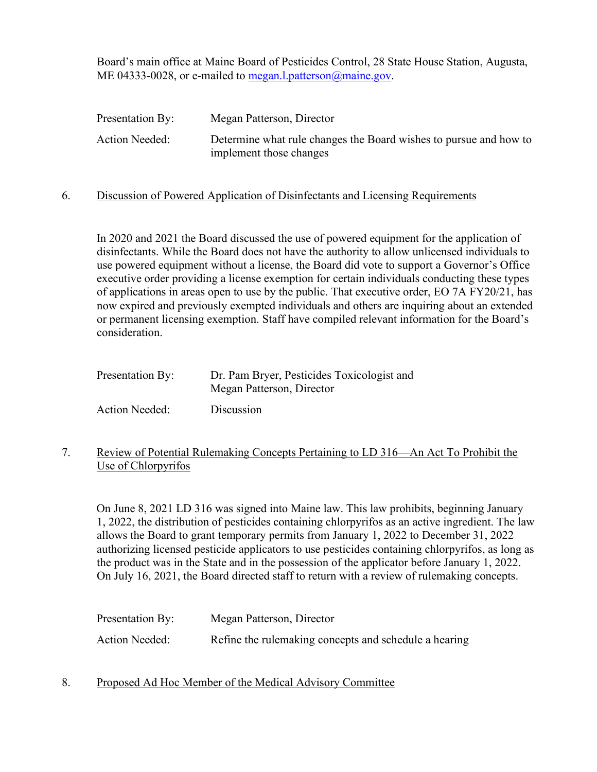Board's main office at Maine Board of Pesticides Control, 28 State House Station, Augusta, ME 04333-0028, or e-mailed to megan.l.patterson@maine.gov.

| | |
|---|---|
| Presentation By: | Megan Patterson, Director |
| Action Needed: | Determine what rule changes the Board wishes to pursue and how to implement those changes |

6. <u>Discussion of Powered Application of Disinfectants and Licensing Requirements</u>

In 2020 and 2021 the Board discussed the use of powered equipment for the application of disinfectants. While the Board does not have the authority to allow unlicensed individuals to use powered equipment without a license, the Board did vote to support a Governor's Office executive order providing a license exemption for certain individuals conducting these types of applications in areas open to use by the public. That executive order, EO 7A FY20/21, has now expired and previously exempted individuals and others are inquiring about an extended or permanent licensing exemption. Staff have compiled relevant information for the Board's consideration.

| | |
|---|---|
| Presentation By: | Dr. Pam Bryer, Pesticides Toxicologist and Megan Patterson, Director |
| Action Needed: | Discussion |

7. <u>Review of Potential Rulemaking Concepts Pertaining to LD 316—An Act To Prohibit the Use of Chlorpyrifos</u>

On June 8, 2021 LD 316 was signed into Maine law. This law prohibits, beginning January 1, 2022, the distribution of pesticides containing chlorpyrifos as an active ingredient. The law allows the Board to grant temporary permits from January 1, 2022 to December 31, 2022 authorizing licensed pesticide applicators to use pesticides containing chlorpyrifos, as long as the product was in the State and in the possession of the applicator before January 1, 2022. On July 16, 2021, the Board directed staff to return with a review of rulemaking concepts.

| | |
|---|---|
| Presentation By: | Megan Patterson, Director |
| Action Needed: | Refine the rulemaking concepts and schedule a hearing |

8. <u>Proposed Ad Hoc Member of the Medical Advisory Committee</u>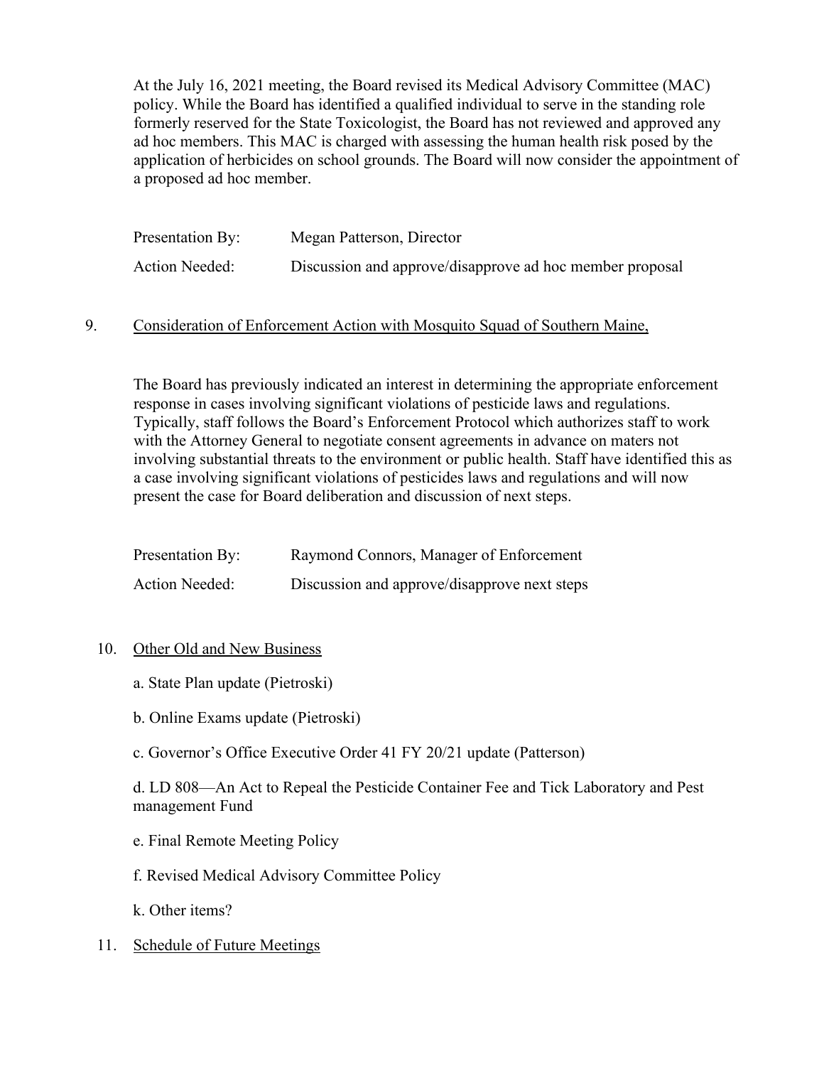At the July 16, 2021 meeting, the Board revised its Medical Advisory Committee (MAC) policy. While the Board has identified a qualified individual to serve in the standing role formerly reserved for the State Toxicologist, the Board has not reviewed and approved any ad hoc members. This MAC is charged with assessing the human health risk posed by the application of herbicides on school grounds. The Board will now consider the appointment of a proposed ad hoc member.

Presentation By: Megan Patterson, Director

Action Needed: Discussion and approve/disapprove ad hoc member proposal

9. Consideration of Enforcement Action with Mosquito Squad of Southern Maine,

The Board has previously indicated an interest in determining the appropriate enforcement response in cases involving significant violations of pesticide laws and regulations. Typically, staff follows the Board's Enforcement Protocol which authorizes staff to work with the Attorney General to negotiate consent agreements in advance on maters not involving substantial threats to the environment or public health. Staff have identified this as a case involving significant violations of pesticides laws and regulations and will now present the case for Board deliberation and discussion of next steps.

Presentation By: Raymond Connors, Manager of Enforcement

Action Needed: Discussion and approve/disapprove next steps

10. Other Old and New Business

a. State Plan update (Pietroski)

b. Online Exams update (Pietroski)

c. Governor's Office Executive Order 41 FY 20/21 update (Patterson)

d. LD 808—An Act to Repeal the Pesticide Container Fee and Tick Laboratory and Pest management Fund

e. Final Remote Meeting Policy

f. Revised Medical Advisory Committee Policy

k. Other items?

11. Schedule of Future Meetings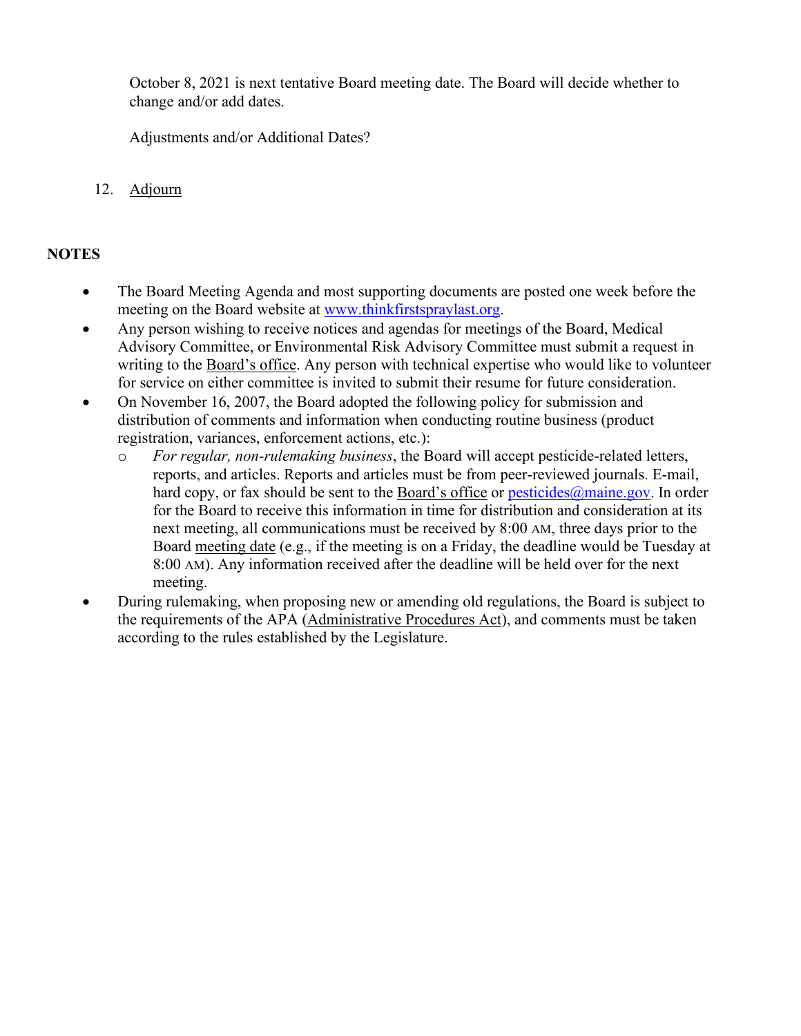October 8, 2021 is next tentative Board meeting date. The Board will decide whether to change and/or add dates.

Adjustments and/or Additional Dates?

12. Adjourn

**NOTES**

- The Board Meeting Agenda and most supporting documents are posted one week before the meeting on the Board website at www.thinkfirstspraylast.org.
- Any person wishing to receive notices and agendas for meetings of the Board, Medical Advisory Committee, or Environmental Risk Advisory Committee must submit a request in writing to the Board's office. Any person with technical expertise who would like to volunteer for service on either committee is invited to submit their resume for future consideration.
- On November 16, 2007, the Board adopted the following policy for submission and distribution of comments and information when conducting routine business (product registration, variances, enforcement actions, etc.):
    - *For regular, non-rulemaking business*, the Board will accept pesticide-related letters, reports, and articles. Reports and articles must be from peer-reviewed journals. E-mail, hard copy, or fax should be sent to the Board's office or pesticides@maine.gov. In order for the Board to receive this information in time for distribution and consideration at its next meeting, all communications must be received by 8:00 AM, three days prior to the Board meeting date (e.g., if the meeting is on a Friday, the deadline would be Tuesday at 8:00 AM). Any information received after the deadline will be held over for the next meeting.
- During rulemaking, when proposing new or amending old regulations, the Board is subject to the requirements of the APA (Administrative Procedures Act), and comments must be taken according to the rules established by the Legislature.